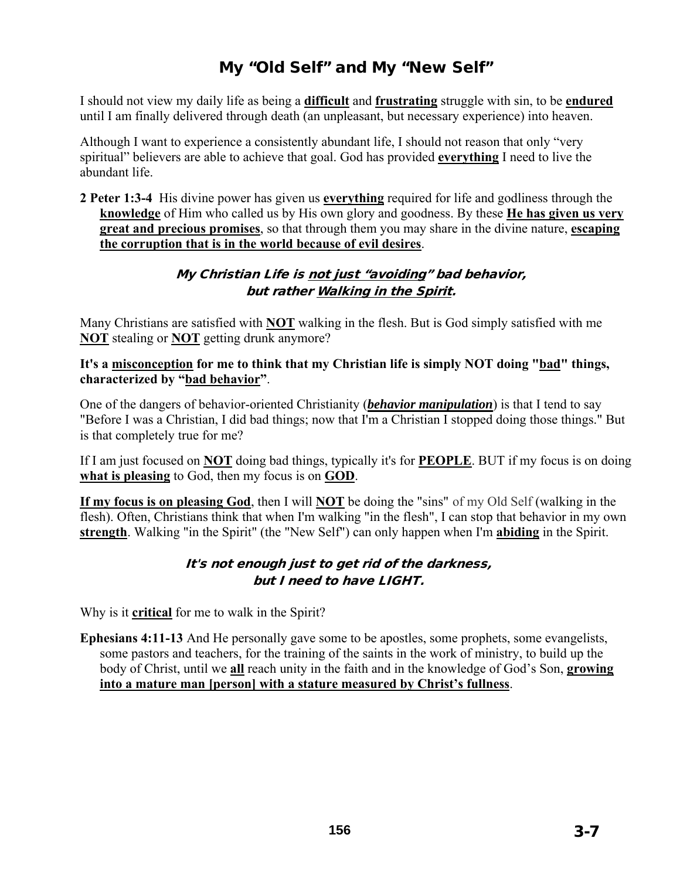# My "Old Self" and My "New Self"

I should not view my daily life as being a **difficult** and **frustrating** struggle with sin, to be **endured** until I am finally delivered through death (an unpleasant, but necessary experience) into heaven.

Although I want to experience a consistently abundant life, I should not reason that only "very spiritual" believers are able to achieve that goal. God has provided **everything** I need to live the abundant life.

**2 Peter 1:3-4** His divine power has given us **everything** required for life and godliness through the **knowledge** of Him who called us by His own glory and goodness. By these **He has given us very great and precious promises**, so that through them you may share in the divine nature, **escaping the corruption that is in the world because of evil desires**.

### *My Christian Life is not just "avoiding" bad behavior, but rather Walking in the Spirit.*

Many Christians are satisfied with **NOT** walking in the flesh. But is God simply satisfied with me **NOT** stealing or **NOT** getting drunk anymore?

**It's a misconception for me to think that my Christian life is simply NOT doing "bad" things, characterized by "bad behavior"**.

One of the dangers of behavior-oriented Christianity (***behavior manipulation***) is that I tend to say "Before I was a Christian, I did bad things; now that I'm a Christian I stopped doing those things." But is that completely true for me?

If I am just focused on **NOT** doing bad things, typically it's for **PEOPLE**. BUT if my focus is on doing **what is pleasing** to God, then my focus is on **GOD**.

**If my focus is on pleasing God**, then I will **NOT** be doing the "sins" of my Old Self (walking in the flesh). Often, Christians think that when I'm walking "in the flesh", I can stop that behavior in my own **strength**. Walking "in the Spirit" (the "New Self") can only happen when I'm **abiding** in the Spirit.

### *It's not enough just to get rid of the darkness, but I need to have LIGHT.*

Why is it **critical** for me to walk in the Spirit?

**Ephesians 4:11-13** And He personally gave some to be apostles, some prophets, some evangelists, some pastors and teachers, for the training of the saints in the work of ministry, to build up the body of Christ, until we **all** reach unity in the faith and in the knowledge of God's Son, **growing into a mature man [person] with a stature measured by Christ's fullness**.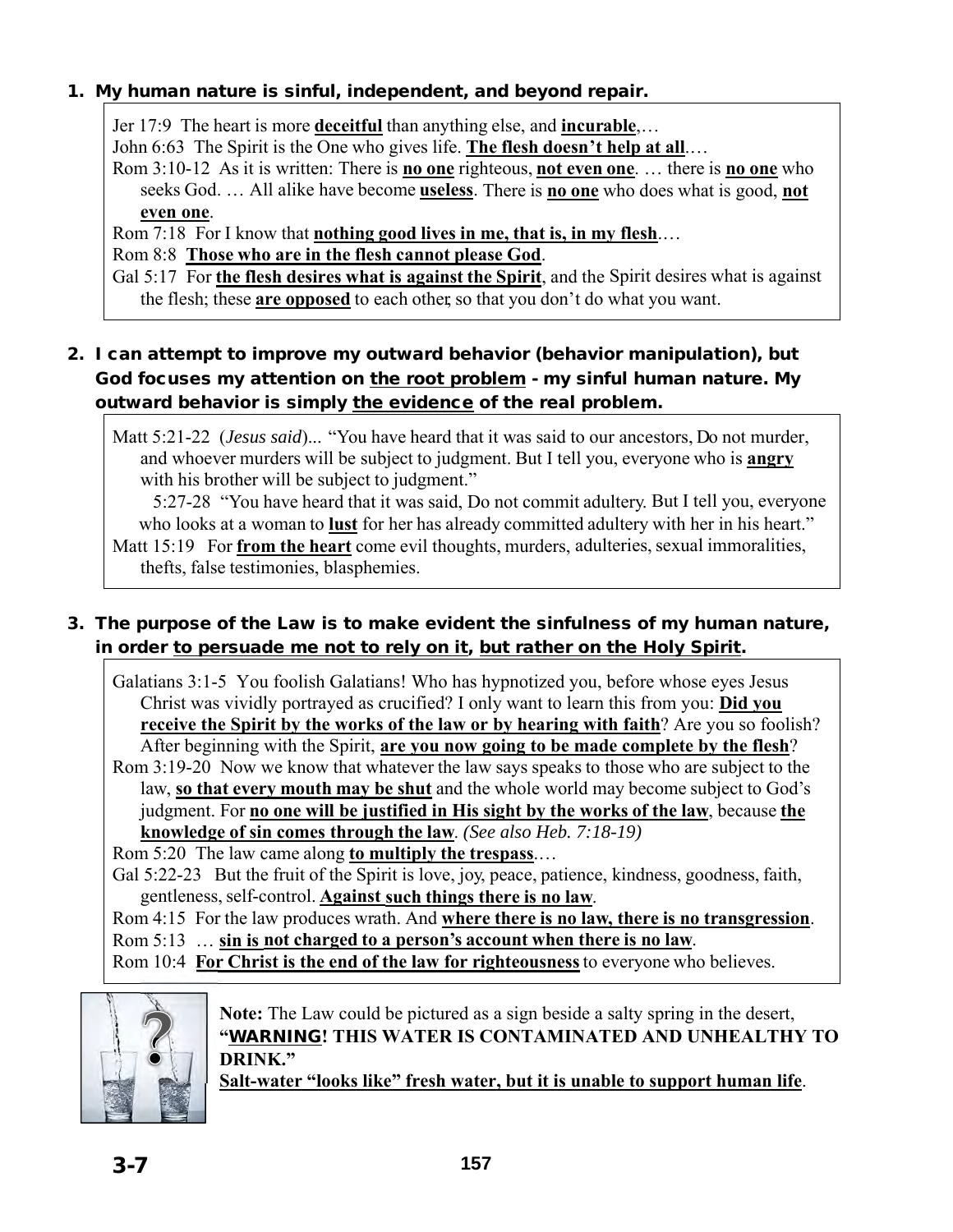1. **My human nature is sinful, independent, and beyond repair.**

> Jer 17:9 The heart is more **deceitful** than anything else, and **incurable**,…
>
> John 6:63 The Spirit is the One who gives life. **The flesh doesn't help at all**.…
>
> Rom 3:10-12 As it is written: There is **no one** righteous, **not even one**. … there is **no one** who seeks God. … All alike have become **useless**. There is **no one** who does what is good, **not even one**.
>
> Rom 7:18 For I know that **nothing good lives in me, that is, in my flesh**.…
>
> Rom 8:8 **Those who are in the flesh cannot please God**.
>
> Gal 5:17 For **the flesh desires what is against the Spirit**, and the Spirit desires what is against the flesh; these **are opposed** to each other, so that you don't do what you want.

2. **I can attempt to improve my outward behavior (behavior manipulation), but God focuses my attention on the root problem - my sinful human nature. My outward behavior is simply the evidence of the real problem.**

> Matt 5:21-22 (*Jesus said*)... "You have heard that it was said to our ancestors, Do not murder, and whoever murders will be subject to judgment. But I tell you, everyone who is **angry** with his brother will be subject to judgment."
>
> 5:27-28 "You have heard that it was said, Do not commit adultery. But I tell you, everyone who looks at a woman to **lust** for her has already committed adultery with her in his heart."
>
> Matt 15:19 For **from the heart** come evil thoughts, murders, adulteries, sexual immoralities, thefts, false testimonies, blasphemies.

3. **The purpose of the Law is to make evident the sinfulness of my human nature, in order to persuade me not to rely on it, but rather on the Holy Spirit.**

> Galatians 3:1-5 You foolish Galatians! Who has hypnotized you, before whose eyes Jesus Christ was vividly portrayed as crucified? I only want to learn this from you: **Did you receive the Spirit by the works of the law or by hearing with faith**? Are you so foolish? After beginning with the Spirit, **are you now going to be made complete by the flesh**?
>
> Rom 3:19-20 Now we know that whatever the law says speaks to those who are subject to the law, **so that every mouth may be shut** and the whole world may become subject to God's judgment. For **no one will be justified in His sight by the works of the law**, because **the knowledge of sin comes through the law**. *(See also Heb. 7:18-19)*
>
> Rom 5:20 The law came along **to multiply the trespass**.…
>
> Gal 5:22-23 But the fruit of the Spirit is love, joy, peace, patience, kindness, goodness, faith, gentleness, self-control. **Against such things there is no law**.
>
> Rom 4:15 For the law produces wrath. And **where there is no law, there is no transgression**.
>
> Rom 5:13 … **sin is not charged to a person's account when there is no law**.
>
> Rom 10:4 **For Christ is the end of the law for righteousness** to everyone who believes.

**Note:** The Law could be pictured as a sign beside a salty spring in the desert, **"WARNING! THIS WATER IS CONTAMINATED AND UNHEALTHY TO DRINK."**
**Salt-water "looks like" fresh water, but it is unable to support human life**.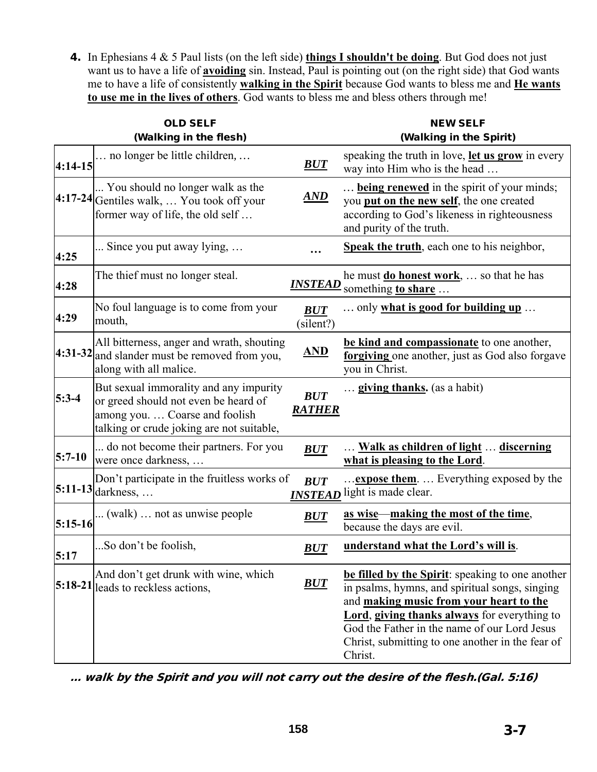**4.** In Ephesians 4 & 5 Paul lists (on the left side) **things I shouldn't be doing**. But God does not just want us to have a life of **avoiding** sin. Instead, Paul is pointing out (on the right side) that God wants me to have a life of consistently **walking in the Spirit** because God wants to bless me and **He wants to use me in the lives of others**. God wants to bless me and bless others through me!

| | **OLD SELF (Walking in the flesh)** | | **NEW SELF (Walking in the Spirit)** |
|---|---|---|---|
| **4:14-15** | … no longer be little children, … | ***BUT*** | speaking the truth in love, **let us grow** in every way into Him who is the head … |
| **4:17-24** | ... You should no longer walk as the Gentiles walk, … You took off your former way of life, the old self … | ***AND*** | … **being renewed** in the spirit of your minds; you **put on the new self**, the one created according to God's likeness in righteousness and purity of the truth. |
| **4:25** | ... Since you put away lying, … | **…** | **Speak the truth**, each one to his neighbor, |
| **4:28** | The thief must no longer steal. | ***INSTEAD*** | he must **do honest work**, … so that he has something **to share** … |
| **4:29** | No foul language is to come from your mouth, | ***BUT*** (silent?) | … only **what is good for building up** … |
| **4:31-32** | All bitterness, anger and wrath, shouting and slander must be removed from you, along with all malice. | **AND** | **be kind and compassionate** to one another, **forgiving** one another, just as God also forgave you in Christ. |
| **5:3-4** | But sexual immorality and any impurity or greed should not even be heard of among you. … Coarse and foolish talking or crude joking are not suitable, | ***BUT RATHER*** | … **giving thanks.** (as a habit) |
| **5:7-10** | ... do not become their partners. For you were once darkness, … | ***BUT*** | … **Walk as children of light** … **discerning what is pleasing to the Lord**. |
| **5:11-13** | Don't participate in the fruitless works of darkness, … | ***BUT INSTEAD*** | …**expose them**. … Everything exposed by the light is made clear. |
| **5:15-16** | ... (walk) … not as unwise people | ***BUT*** | **as wise**—**making the most of the time**, because the days are evil. |
| **5:17** | ...So don't be foolish, | ***BUT*** | **understand what the Lord's will is**. |
| **5:18-21** | And don't get drunk with wine, which leads to reckless actions, | ***BUT*** | **be filled by the Spirit**: speaking to one another in psalms, hymns, and spiritual songs, singing and **making music from your heart to the Lord**, **giving thanks always** for everything to God the Father in the name of our Lord Jesus Christ, submitting to one another in the fear of Christ. |

***… walk by the Spirit and you will not carry out the desire of the flesh.(Gal. 5:16)***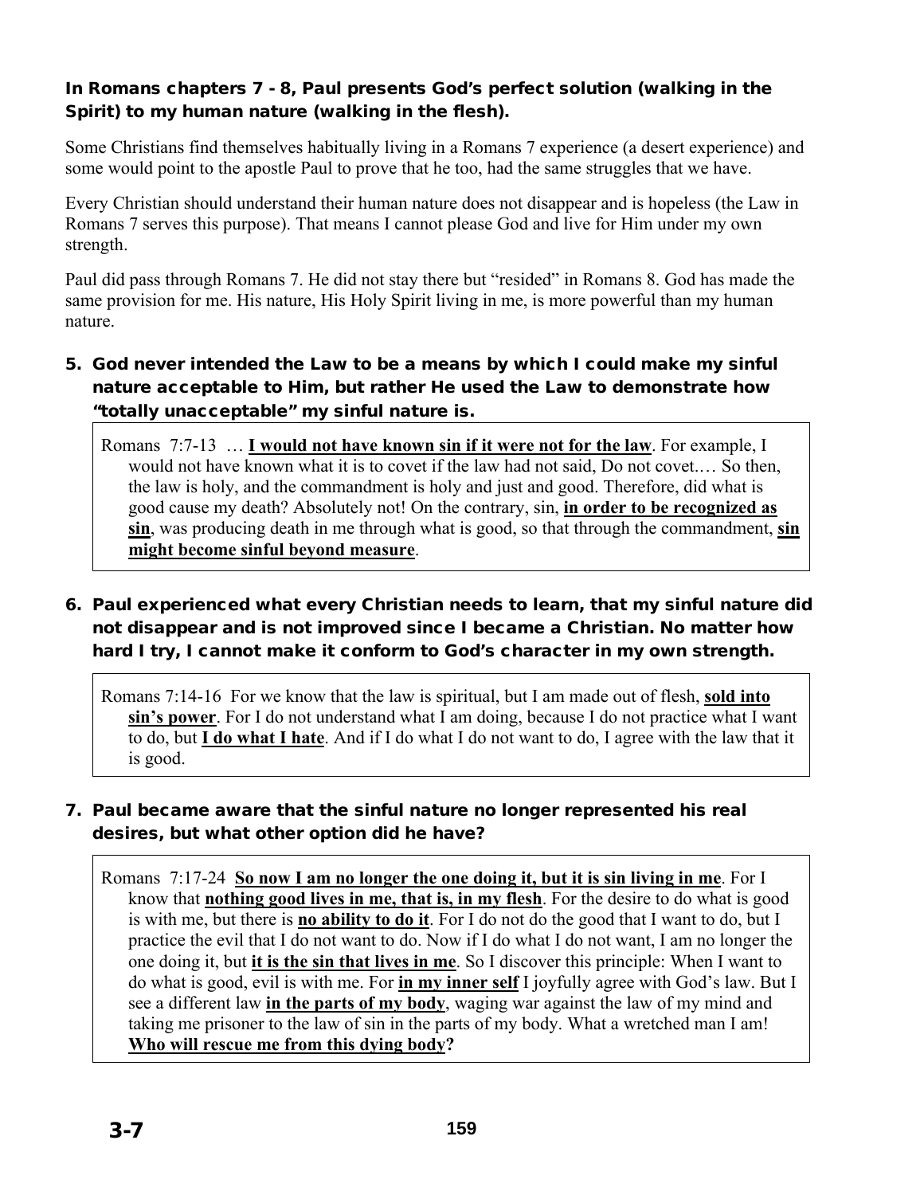**In Romans chapters 7 - 8, Paul presents God's perfect solution (walking in the Spirit) to my human nature (walking in the flesh).**

Some Christians find themselves habitually living in a Romans 7 experience (a desert experience) and some would point to the apostle Paul to prove that he too, had the same struggles that we have.

Every Christian should understand their human nature does not disappear and is hopeless (the Law in Romans 7 serves this purpose). That means I cannot please God and live for Him under my own strength.

Paul did pass through Romans 7. He did not stay there but "resided" in Romans 8. God has made the same provision for me. His nature, His Holy Spirit living in me, is more powerful than my human nature.

5. **God never intended the Law to be a means by which I could make my sinful nature acceptable to Him, but rather He used the Law to demonstrate how "totally unacceptable" my sinful nature is.**

> Romans 7:7-13 … **I would not have known sin if it were not for the law**. For example, I would not have known what it is to covet if the law had not said, Do not covet.… So then, the law is holy, and the commandment is holy and just and good. Therefore, did what is good cause my death? Absolutely not! On the contrary, sin, **in order to be recognized as sin**, was producing death in me through what is good, so that through the commandment, **sin might become sinful beyond measure**.

6. **Paul experienced what every Christian needs to learn, that my sinful nature did not disappear and is not improved since I became a Christian. No matter how hard I try, I cannot make it conform to God's character in my own strength.**

> Romans 7:14-16 For we know that the law is spiritual, but I am made out of flesh, **sold into sin's power**. For I do not understand what I am doing, because I do not practice what I want to do, but **I do what I hate**. And if I do what I do not want to do, I agree with the law that it is good.

7. **Paul became aware that the sinful nature no longer represented his real desires, but what other option did he have?**

> Romans 7:17-24 **So now I am no longer the one doing it, but it is sin living in me**. For I know that **nothing good lives in me, that is, in my flesh**. For the desire to do what is good is with me, but there is **no ability to do it**. For I do not do the good that I want to do, but I practice the evil that I do not want to do. Now if I do what I do not want, I am no longer the one doing it, but **it is the sin that lives in me**. So I discover this principle: When I want to do what is good, evil is with me. For **in my inner self** I joyfully agree with God's law. But I see a different law **in the parts of my body**, waging war against the law of my mind and taking me prisoner to the law of sin in the parts of my body. What a wretched man I am! **Who will rescue me from this dying body?**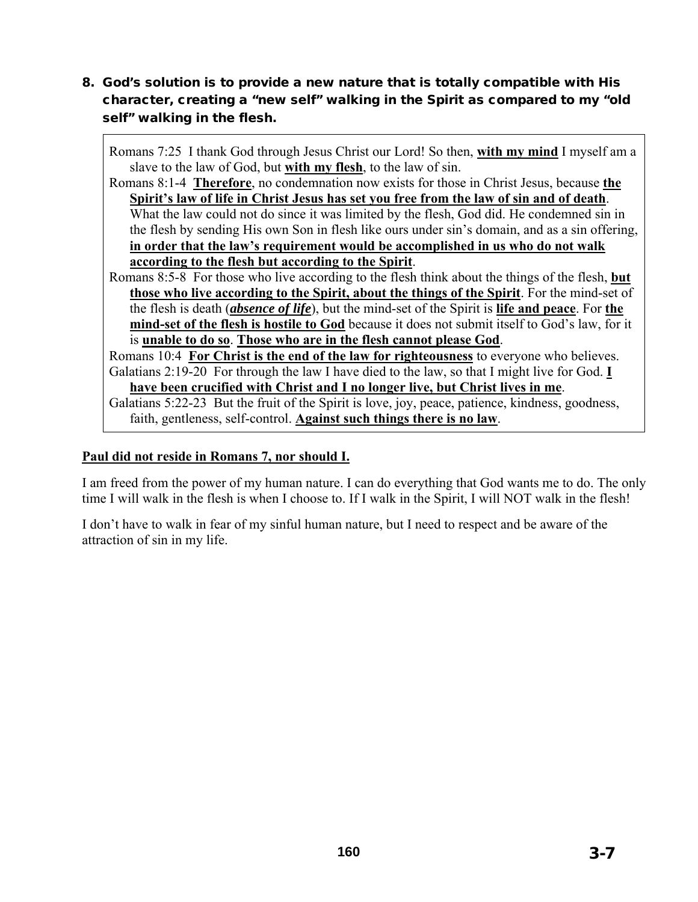8. **God's solution is to provide a new nature that is totally compatible with His character, creating a "new self" walking in the Spirit as compared to my "old self" walking in the flesh.**

> Romans 7:25 I thank God through Jesus Christ our Lord! So then, **<u>with my mind</u>** I myself am a slave to the law of God, but **<u>with my flesh</u>**, to the law of sin.
>
> Romans 8:1-4 **<u>Therefore</u>**, no condemnation now exists for those in Christ Jesus, because **<u>the Spirit's law of life in Christ Jesus has set you free from the law of sin and of death</u>**. What the law could not do since it was limited by the flesh, God did. He condemned sin in the flesh by sending His own Son in flesh like ours under sin's domain, and as a sin offering, **<u>in order that the law's requirement would be accomplished in us who do not walk according to the flesh but according to the Spirit</u>**.
>
> Romans 8:5-8 For those who live according to the flesh think about the things of the flesh, **<u>but those who live according to the Spirit, about the things of the Spirit</u>**. For the mind-set of the flesh is death (***<u>absence of life</u>***), but the mind-set of the Spirit is **<u>life and peace</u>**. For **<u>the mind-set of the flesh is hostile to God</u>** because it does not submit itself to God's law, for it is **<u>unable to do so</u>**. **<u>Those who are in the flesh cannot please God</u>**.
>
> Romans 10:4 **<u>For Christ is the end of the law for righteousness</u>** to everyone who believes.
>
> Galatians 2:19-20 For through the law I have died to the law, so that I might live for God. **<u>I have been crucified with Christ and I no longer live, but Christ lives in me</u>**.
>
> Galatians 5:22-23 But the fruit of the Spirit is love, joy, peace, patience, kindness, goodness, faith, gentleness, self-control. **<u>Against such things there is no law</u>**.

**<u>Paul did not reside in Romans 7, nor should I.</u>**

I am freed from the power of my human nature. I can do everything that God wants me to do. The only time I will walk in the flesh is when I choose to. If I walk in the Spirit, I will NOT walk in the flesh!

I don't have to walk in fear of my sinful human nature, but I need to respect and be aware of the attraction of sin in my life.